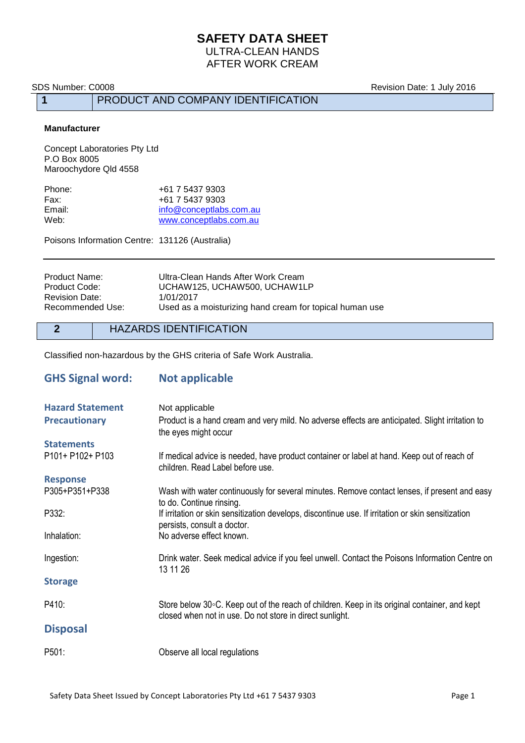# SAFETY DATA SHEET

ULTRA-CLEAN HANDS
AFTER WORK CREAM

SDS Number: C0008 Revision Date: 1 July 2016

## 1 PRODUCT AND COMPANY IDENTIFICATION

**Manufacturer**

Concept Laboratories Pty Ltd
P.O Box 8005
Maroochydore Qld 4558

| | |
|---|---|
| Phone: | +61 7 5437 9303 |
| Fax: | +61 7 5437 9303 |
| Email: | info@conceptlabs.com.au |
| Web: | www.conceptlabs.com.au |

Poisons Information Centre: 131126 (Australia)

---

| | |
|---|---|
| Product Name: | Ultra-Clean Hands After Work Cream |
| Product Code: | UCHAW125, UCHAW500, UCHAW1LP |
| Revision Date: | 1/01/2017 |
| Recommended Use: | Used as a moisturizing hand cream for topical human use |

## 2 HAZARDS IDENTIFICATION

Classified non-hazardous by the GHS criteria of Safe Work Australia.

**GHS Signal word:** **Not applicable**

**Hazard Statement** Not applicable

**Precautionary** Product is a hand cream and very mild. No adverse effects are anticipated. Slight irritation to the eyes might occur

**Statements**

P101+ P102+ P103: If medical advice is needed, have product container or label at hand. Keep out of reach of children. Read Label before use.

**Response**

P305+P351+P338: Wash with water continuously for several minutes. Remove contact lenses, if present and easy to do. Continue rinsing.

P332: If irritation or skin sensitization develops, discontinue use. If irritation or skin sensitization persists, consult a doctor.

Inhalation: No adverse effect known.

Ingestion: Drink water. Seek medical advice if you feel unwell. Contact the Poisons Information Centre on 13 11 26

**Storage**

P410: Store below 30◦C. Keep out of the reach of children. Keep in its original container, and kept closed when not in use. Do not store in direct sunlight.

**Disposal**

P501: Observe all local regulations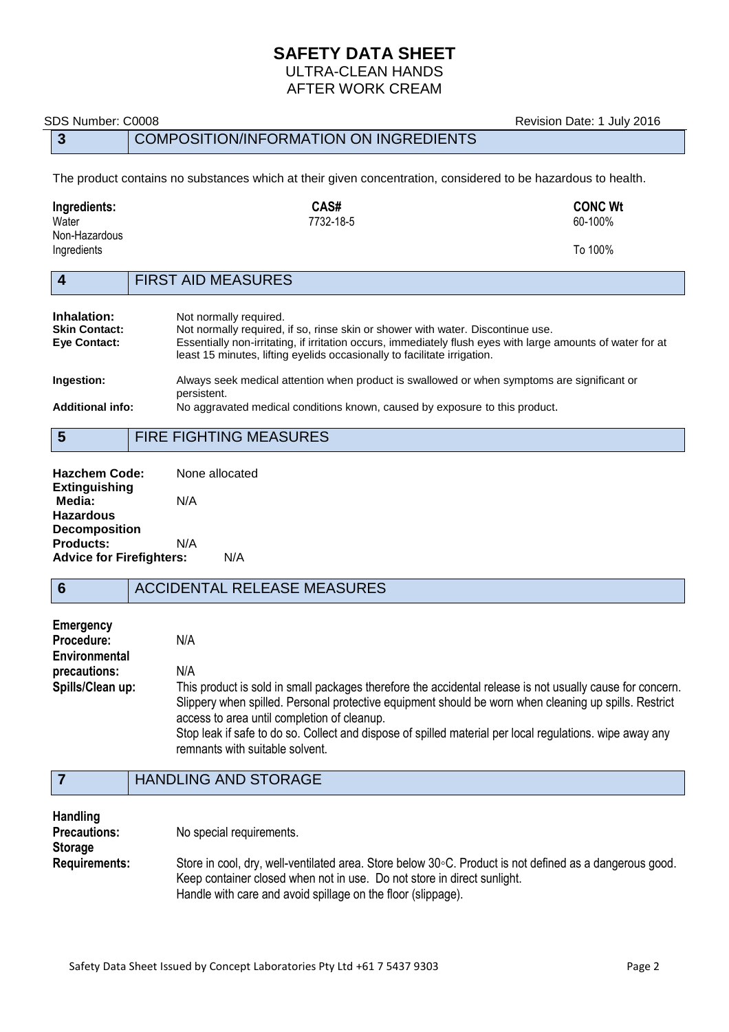# SAFETY DATA SHEET

ULTRA-CLEAN HANDS
AFTER WORK CREAM

SDS Number: C0008 Revision Date: 1 July 2016

## 3 COMPOSITION/INFORMATION ON INGREDIENTS

The product contains no substances which at their given concentration, considered to be hazardous to health.

| Ingredients: | CAS# | CONC Wt |
|---|---|---|
| Water | 7732-18-5 | 60-100% |
| Non-Hazardous Ingredients | | To 100% |

## 4 FIRST AID MEASURES

**Inhalation:** Not normally required.
**Skin Contact:** Not normally required, if so, rinse skin or shower with water. Discontinue use.
**Eye Contact:** Essentially non-irritating, if irritation occurs, immediately flush eyes with large amounts of water for at least 15 minutes, lifting eyelids occasionally to facilitate irrigation.

**Ingestion:** Always seek medical attention when product is swallowed or when symptoms are significant or persistent.
**Additional info:** No aggravated medical conditions known, caused by exposure to this product.

## 5 FIRE FIGHTING MEASURES

**Hazchem Code:** None allocated
**Extinguishing Media:** N/A
**Hazardous Decomposition Products:** N/A
**Advice for Firefighters:** N/A

## 6 ACCIDENTAL RELEASE MEASURES

**Emergency Procedure:** N/A
**Environmental precautions:** N/A
**Spills/Clean up:** This product is sold in small packages therefore the accidental release is not usually cause for concern. Slippery when spilled. Personal protective equipment should be worn when cleaning up spills. Restrict access to area until completion of cleanup.
Stop leak if safe to do so. Collect and dispose of spilled material per local regulations. wipe away any remnants with suitable solvent.

## 7 HANDLING AND STORAGE

**Handling Precautions:** No special requirements.
**Storage Requirements:** Store in cool, dry, well-ventilated area. Store below 30◦C. Product is not defined as a dangerous good. Keep container closed when not in use. Do not store in direct sunlight.
Handle with care and avoid spillage on the floor (slippage).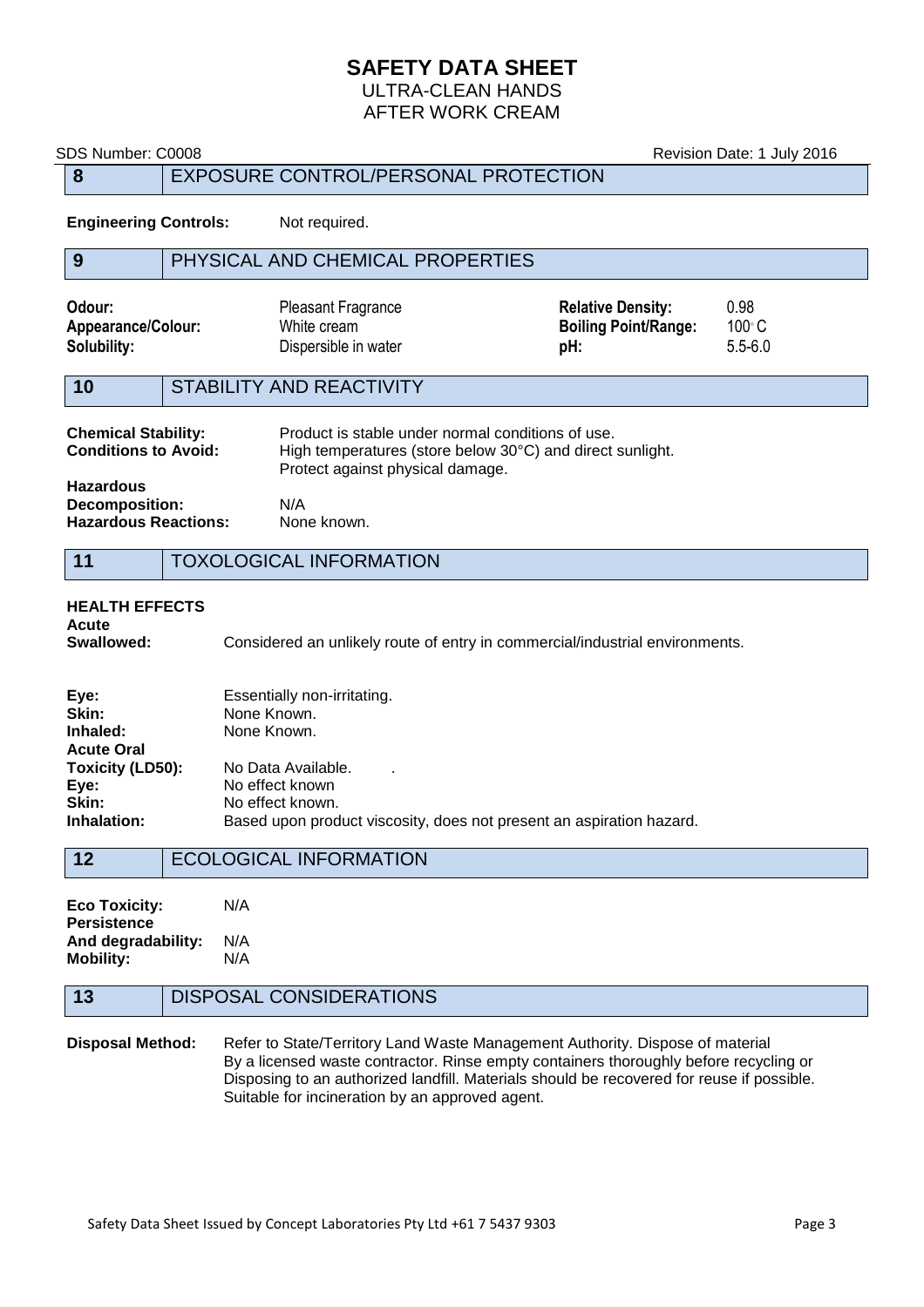# SAFETY DATA SHEET

ULTRA-CLEAN HANDS
AFTER WORK CREAM

SDS Number: C0008 Revision Date: 1 July 2016

## 8 EXPOSURE CONTROL/PERSONAL PROTECTION

**Engineering Controls:** Not required.

## 9 PHYSICAL AND CHEMICAL PROPERTIES

| | | | |
|---|---|---|---|
| **Odour:** | Pleasant Fragrance | **Relative Density:** | 0.98 |
| **Appearance/Colour:** | White cream | **Boiling Point/Range:** | 100◦ C |
| **Solubility:** | Dispersible in water | **pH:** | 5.5-6.0 |

## 10 STABILITY AND REACTIVITY

**Chemical Stability:** Product is stable under normal conditions of use.

**Conditions to Avoid:** High temperatures (store below 30°C) and direct sunlight. Protect against physical damage.

**Hazardous Decomposition:** N/A

**Hazardous Reactions:** None known.

## 11 TOXOLOGICAL INFORMATION

**HEALTH EFFECTS**

**Acute**

**Swallowed:** Considered an unlikely route of entry in commercial/industrial environments.

**Eye:** Essentially non-irritating.

**Skin:** None Known.

**Inhaled:** None Known.

**Acute Oral Toxicity (LD50):** No Data Available. .

**Eye:** No effect known

**Skin:** No effect known.

**Inhalation:** Based upon product viscosity, does not present an aspiration hazard.

## 12 ECOLOGICAL INFORMATION

**Eco Toxicity:** N/A

**Persistence And degradability:** N/A

**Mobility:** N/A

## 13 DISPOSAL CONSIDERATIONS

**Disposal Method:** Refer to State/Territory Land Waste Management Authority. Dispose of material By a licensed waste contractor. Rinse empty containers thoroughly before recycling or Disposing to an authorized landfill. Materials should be recovered for reuse if possible. Suitable for incineration by an approved agent.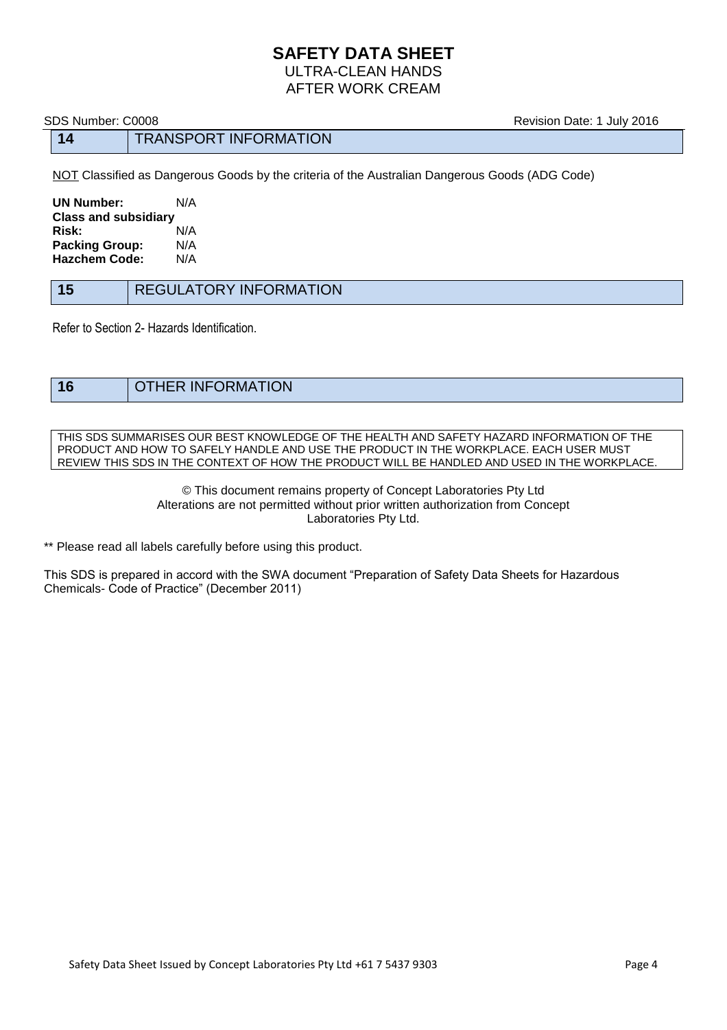# SAFETY DATA SHEET
ULTRA-CLEAN HANDS
AFTER WORK CREAM

SDS Number: C0008 Revision Date: 1 July 2016

## 14 TRANSPORT INFORMATION

NOT Classified as Dangerous Goods by the criteria of the Australian Dangerous Goods (ADG Code)

**UN Number:** N/A
**Class and subsidiary Risk:** N/A
**Packing Group:** N/A
**Hazchem Code:** N/A

## 15 REGULATORY INFORMATION

Refer to Section 2- Hazards Identification.

## 16 OTHER INFORMATION

THIS SDS SUMMARISES OUR BEST KNOWLEDGE OF THE HEALTH AND SAFETY HAZARD INFORMATION OF THE PRODUCT AND HOW TO SAFELY HANDLE AND USE THE PRODUCT IN THE WORKPLACE. EACH USER MUST REVIEW THIS SDS IN THE CONTEXT OF HOW THE PRODUCT WILL BE HANDLED AND USED IN THE WORKPLACE.

© This document remains property of Concept Laboratories Pty Ltd
Alterations are not permitted without prior written authorization from Concept Laboratories Pty Ltd.

** Please read all labels carefully before using this product.

This SDS is prepared in accord with the SWA document "Preparation of Safety Data Sheets for Hazardous Chemicals- Code of Practice" (December 2011)

Safety Data Sheet Issued by Concept Laboratories Pty Ltd +61 7 5437 9303